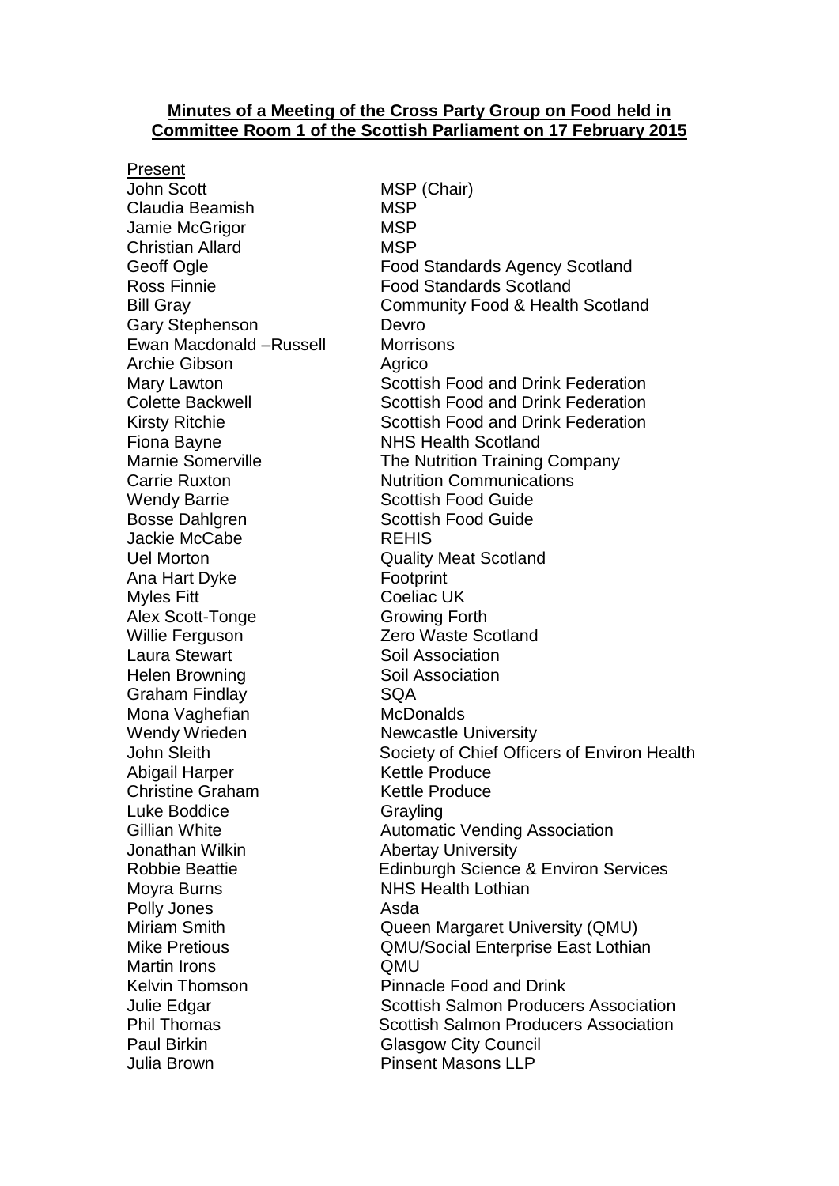**Minutes of a Meeting of the Cross Party Group on Food held in Committee Room 1 of the Scottish Parliament on 17 February 2015**

Present

| | |
|---|---|
| John Scott | MSP (Chair) |
| Claudia Beamish | MSP |
| Jamie McGrigor | MSP |
| Christian Allard | MSP |
| Geoff Ogle | Food Standards Agency Scotland |
| Ross Finnie | Food Standards Scotland |
| Bill Gray | Community Food & Health Scotland |
| Gary Stephenson | Devro |
| Ewan Macdonald –Russell | Morrisons |
| Archie Gibson | Agrico |
| Mary Lawton | Scottish Food and Drink Federation |
| Colette Backwell | Scottish Food and Drink Federation |
| Kirsty Ritchie | Scottish Food and Drink Federation |
| Fiona Bayne | NHS Health Scotland |
| Marnie Somerville | The Nutrition Training Company |
| Carrie Ruxton | Nutrition Communications |
| Wendy Barrie | Scottish Food Guide |
| Bosse Dahlgren | Scottish Food Guide |
| Jackie McCabe | REHIS |
| Uel Morton | Quality Meat Scotland |
| Ana Hart Dyke | Footprint |
| Myles Fitt | Coeliac UK |
| Alex Scott-Tonge | Growing Forth |
| Willie Ferguson | Zero Waste Scotland |
| Laura Stewart | Soil Association |
| Helen Browning | Soil Association |
| Graham Findlay | SQA |
| Mona Vaghefian | McDonalds |
| Wendy Wrieden | Newcastle University |
| John Sleith | Society of Chief Officers of Environ Health |
| Abigail Harper | Kettle Produce |
| Christine Graham | Kettle Produce |
| Luke Boddice | Grayling |
| Gillian White | Automatic Vending Association |
| Jonathan Wilkin | Abertay University |
| Robbie Beattie | Edinburgh Science & Environ Services |
| Moyra Burns | NHS Health Lothian |
| Polly Jones | Asda |
| Miriam Smith | Queen Margaret University (QMU) |
| Mike Pretious | QMU/Social Enterprise East Lothian |
| Martin Irons | QMU |
| Kelvin Thomson | Pinnacle Food and Drink |
| Julie Edgar | Scottish Salmon Producers Association |
| Phil Thomas | Scottish Salmon Producers Association |
| Paul Birkin | Glasgow City Council |
| Julia Brown | Pinsent Masons LLP |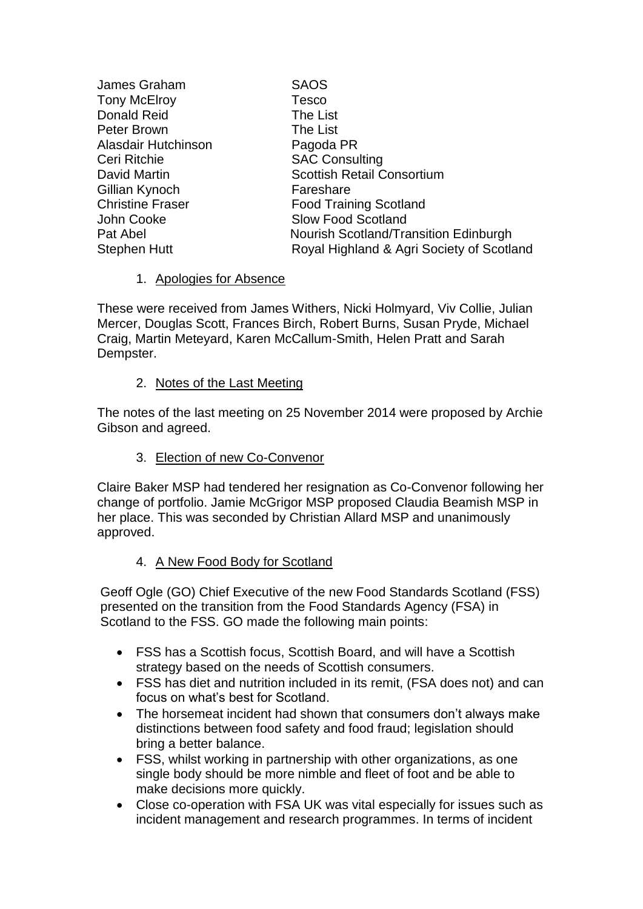| | |
|---|---|
| James Graham | SAOS |
| Tony McElroy | Tesco |
| Donald Reid | The List |
| Peter Brown | The List |
| Alasdair Hutchinson | Pagoda PR |
| Ceri Ritchie | SAC Consulting |
| David Martin | Scottish Retail Consortium |
| Gillian Kynoch | Fareshare |
| Christine Fraser | Food Training Scotland |
| John Cooke | Slow Food Scotland |
| Pat Abel | Nourish Scotland/Transition Edinburgh |
| Stephen Hutt | Royal Highland & Agri Society of Scotland |

1. Apologies for Absence

These were received from James Withers, Nicki Holmyard, Viv Collie, Julian Mercer, Douglas Scott, Frances Birch, Robert Burns, Susan Pryde, Michael Craig, Martin Meteyard, Karen McCallum-Smith, Helen Pratt and Sarah Dempster.

2. Notes of the Last Meeting

The notes of the last meeting on 25 November 2014 were proposed by Archie Gibson and agreed.

3. Election of new Co-Convenor

Claire Baker MSP had tendered her resignation as Co-Convenor following her change of portfolio. Jamie McGrigor MSP proposed Claudia Beamish MSP in her place. This was seconded by Christian Allard MSP and unanimously approved.

4. A New Food Body for Scotland

Geoff Ogle (GO) Chief Executive of the new Food Standards Scotland (FSS) presented on the transition from the Food Standards Agency (FSA) in Scotland to the FSS. GO made the following main points:

- FSS has a Scottish focus, Scottish Board, and will have a Scottish strategy based on the needs of Scottish consumers.
- FSS has diet and nutrition included in its remit, (FSA does not) and can focus on what's best for Scotland.
- The horsemeat incident had shown that consumers don't always make distinctions between food safety and food fraud; legislation should bring a better balance.
- FSS, whilst working in partnership with other organizations, as one single body should be more nimble and fleet of foot and be able to make decisions more quickly.
- Close co-operation with FSA UK was vital especially for issues such as incident management and research programmes. In terms of incident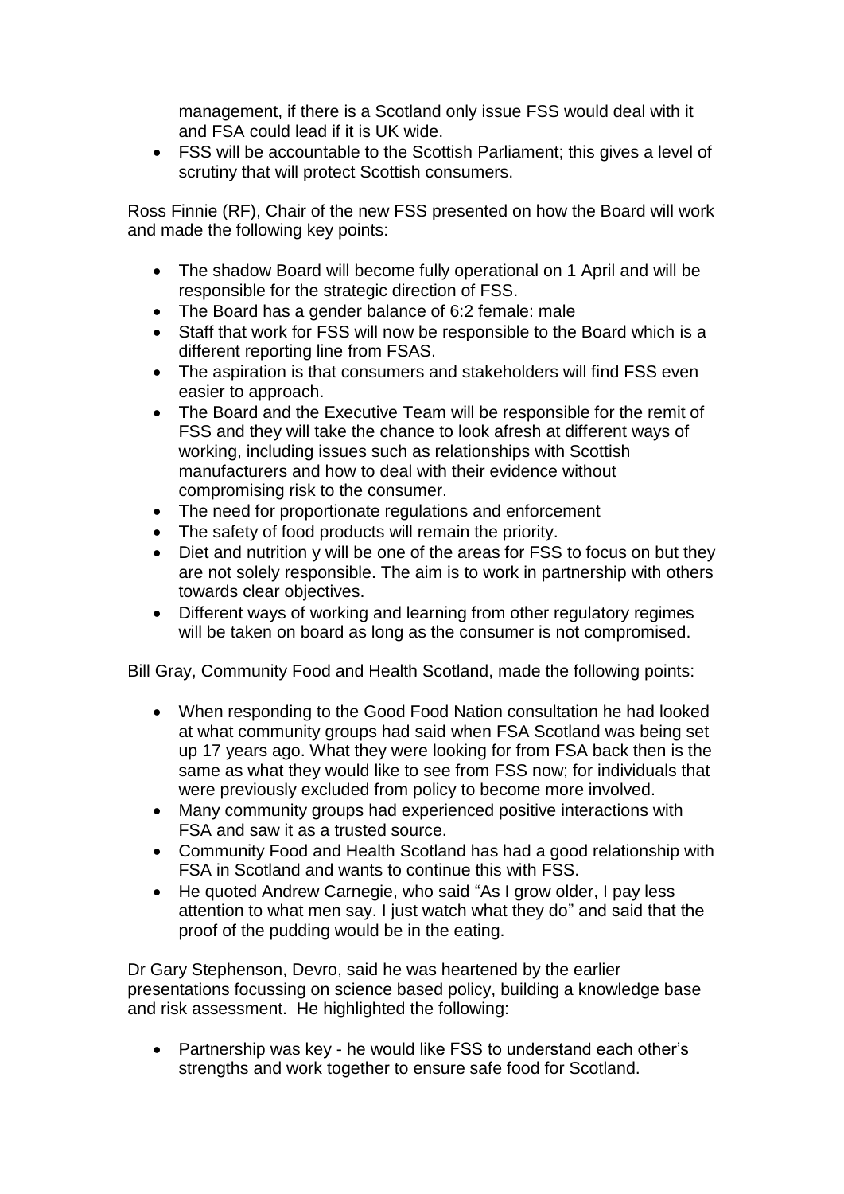management, if there is a Scotland only issue FSS would deal with it and FSA could lead if it is UK wide.
- FSS will be accountable to the Scottish Parliament; this gives a level of scrutiny that will protect Scottish consumers.

Ross Finnie (RF), Chair of the new FSS presented on how the Board will work and made the following key points:

- The shadow Board will become fully operational on 1 April and will be responsible for the strategic direction of FSS.
- The Board has a gender balance of 6:2 female: male
- Staff that work for FSS will now be responsible to the Board which is a different reporting line from FSAS.
- The aspiration is that consumers and stakeholders will find FSS even easier to approach.
- The Board and the Executive Team will be responsible for the remit of FSS and they will take the chance to look afresh at different ways of working, including issues such as relationships with Scottish manufacturers and how to deal with their evidence without compromising risk to the consumer.
- The need for proportionate regulations and enforcement
- The safety of food products will remain the priority.
- Diet and nutrition y will be one of the areas for FSS to focus on but they are not solely responsible. The aim is to work in partnership with others towards clear objectives.
- Different ways of working and learning from other regulatory regimes will be taken on board as long as the consumer is not compromised.

Bill Gray, Community Food and Health Scotland, made the following points:

- When responding to the Good Food Nation consultation he had looked at what community groups had said when FSA Scotland was being set up 17 years ago. What they were looking for from FSA back then is the same as what they would like to see from FSS now; for individuals that were previously excluded from policy to become more involved.
- Many community groups had experienced positive interactions with FSA and saw it as a trusted source.
- Community Food and Health Scotland has had a good relationship with FSA in Scotland and wants to continue this with FSS.
- He quoted Andrew Carnegie, who said "As I grow older, I pay less attention to what men say. I just watch what they do" and said that the proof of the pudding would be in the eating.

Dr Gary Stephenson, Devro, said he was heartened by the earlier presentations focussing on science based policy, building a knowledge base and risk assessment. He highlighted the following:

- Partnership was key - he would like FSS to understand each other's strengths and work together to ensure safe food for Scotland.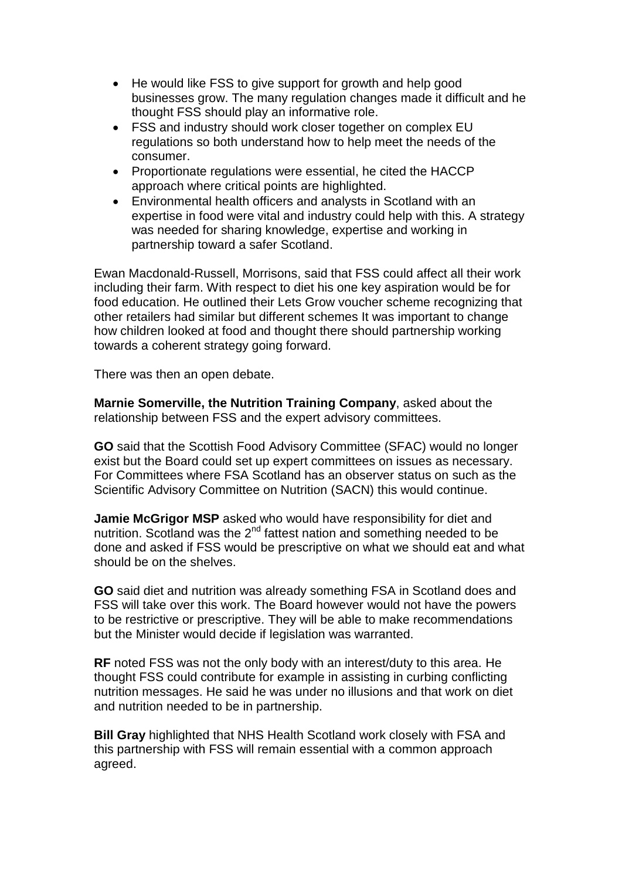- He would like FSS to give support for growth and help good businesses grow. The many regulation changes made it difficult and he thought FSS should play an informative role.
- FSS and industry should work closer together on complex EU regulations so both understand how to help meet the needs of the consumer.
- Proportionate regulations were essential, he cited the HACCP approach where critical points are highlighted.
- Environmental health officers and analysts in Scotland with an expertise in food were vital and industry could help with this. A strategy was needed for sharing knowledge, expertise and working in partnership toward a safer Scotland.

Ewan Macdonald-Russell, Morrisons, said that FSS could affect all their work including their farm. With respect to diet his one key aspiration would be for food education. He outlined their Lets Grow voucher scheme recognizing that other retailers had similar but different schemes It was important to change how children looked at food and thought there should partnership working towards a coherent strategy going forward.

There was then an open debate.

**Marnie Somerville, the Nutrition Training Company**, asked about the relationship between FSS and the expert advisory committees.

**GO** said that the Scottish Food Advisory Committee (SFAC) would no longer exist but the Board could set up expert committees on issues as necessary. For Committees where FSA Scotland has an observer status on such as the Scientific Advisory Committee on Nutrition (SACN) this would continue.

**Jamie McGrigor MSP** asked who would have responsibility for diet and nutrition. Scotland was the 2nd fattest nation and something needed to be done and asked if FSS would be prescriptive on what we should eat and what should be on the shelves.

**GO** said diet and nutrition was already something FSA in Scotland does and FSS will take over this work. The Board however would not have the powers to be restrictive or prescriptive. They will be able to make recommendations but the Minister would decide if legislation was warranted.

**RF** noted FSS was not the only body with an interest/duty to this area. He thought FSS could contribute for example in assisting in curbing conflicting nutrition messages. He said he was under no illusions and that work on diet and nutrition needed to be in partnership.

**Bill Gray** highlighted that NHS Health Scotland work closely with FSA and this partnership with FSS will remain essential with a common approach agreed.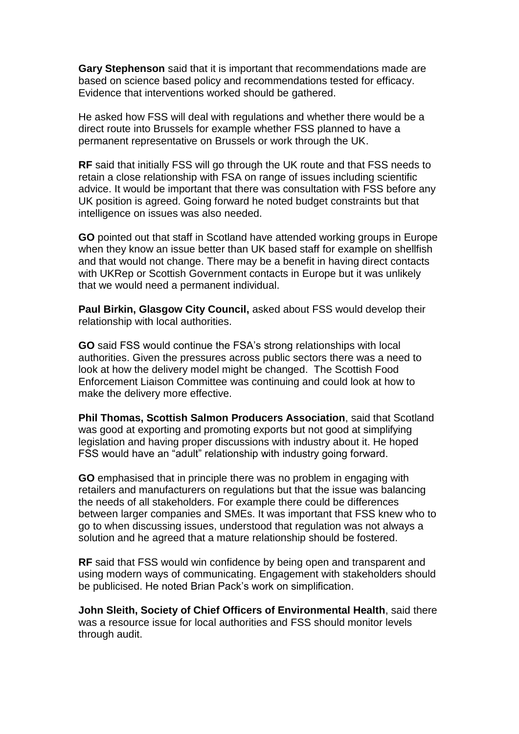**Gary Stephenson** said that it is important that recommendations made are based on science based policy and recommendations tested for efficacy. Evidence that interventions worked should be gathered.

He asked how FSS will deal with regulations and whether there would be a direct route into Brussels for example whether FSS planned to have a permanent representative on Brussels or work through the UK.

**RF** said that initially FSS will go through the UK route and that FSS needs to retain a close relationship with FSA on range of issues including scientific advice. It would be important that there was consultation with FSS before any UK position is agreed. Going forward he noted budget constraints but that intelligence on issues was also needed.

**GO** pointed out that staff in Scotland have attended working groups in Europe when they know an issue better than UK based staff for example on shellfish and that would not change. There may be a benefit in having direct contacts with UKRep or Scottish Government contacts in Europe but it was unlikely that we would need a permanent individual.

**Paul Birkin, Glasgow City Council,** asked about FSS would develop their relationship with local authorities.

**GO** said FSS would continue the FSA's strong relationships with local authorities. Given the pressures across public sectors there was a need to look at how the delivery model might be changed. The Scottish Food Enforcement Liaison Committee was continuing and could look at how to make the delivery more effective.

**Phil Thomas, Scottish Salmon Producers Association**, said that Scotland was good at exporting and promoting exports but not good at simplifying legislation and having proper discussions with industry about it. He hoped FSS would have an "adult" relationship with industry going forward.

**GO** emphasised that in principle there was no problem in engaging with retailers and manufacturers on regulations but that the issue was balancing the needs of all stakeholders. For example there could be differences between larger companies and SMEs. It was important that FSS knew who to go to when discussing issues, understood that regulation was not always a solution and he agreed that a mature relationship should be fostered.

**RF** said that FSS would win confidence by being open and transparent and using modern ways of communicating. Engagement with stakeholders should be publicised. He noted Brian Pack's work on simplification.

**John Sleith, Society of Chief Officers of Environmental Health**, said there was a resource issue for local authorities and FSS should monitor levels through audit.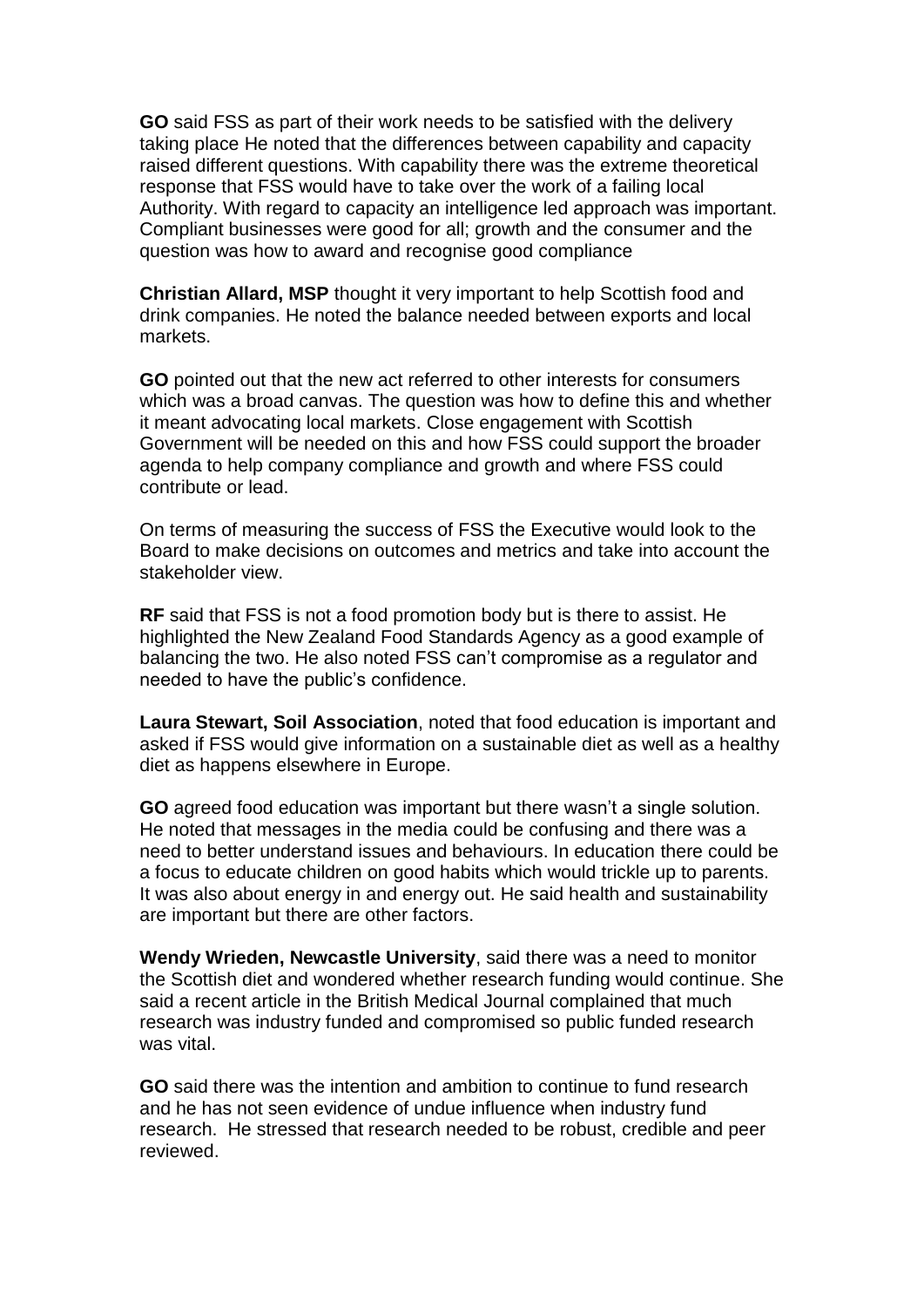**GO** said FSS as part of their work needs to be satisfied with the delivery taking place He noted that the differences between capability and capacity raised different questions. With capability there was the extreme theoretical response that FSS would have to take over the work of a failing local Authority. With regard to capacity an intelligence led approach was important. Compliant businesses were good for all; growth and the consumer and the question was how to award and recognise good compliance

**Christian Allard, MSP** thought it very important to help Scottish food and drink companies. He noted the balance needed between exports and local markets.

**GO** pointed out that the new act referred to other interests for consumers which was a broad canvas. The question was how to define this and whether it meant advocating local markets. Close engagement with Scottish Government will be needed on this and how FSS could support the broader agenda to help company compliance and growth and where FSS could contribute or lead.

On terms of measuring the success of FSS the Executive would look to the Board to make decisions on outcomes and metrics and take into account the stakeholder view.

**RF** said that FSS is not a food promotion body but is there to assist. He highlighted the New Zealand Food Standards Agency as a good example of balancing the two. He also noted FSS can't compromise as a regulator and needed to have the public's confidence.

**Laura Stewart, Soil Association**, noted that food education is important and asked if FSS would give information on a sustainable diet as well as a healthy diet as happens elsewhere in Europe.

**GO** agreed food education was important but there wasn't a single solution. He noted that messages in the media could be confusing and there was a need to better understand issues and behaviours. In education there could be a focus to educate children on good habits which would trickle up to parents. It was also about energy in and energy out. He said health and sustainability are important but there are other factors.

**Wendy Wrieden, Newcastle University**, said there was a need to monitor the Scottish diet and wondered whether research funding would continue. She said a recent article in the British Medical Journal complained that much research was industry funded and compromised so public funded research was vital.

**GO** said there was the intention and ambition to continue to fund research and he has not seen evidence of undue influence when industry fund research. He stressed that research needed to be robust, credible and peer reviewed.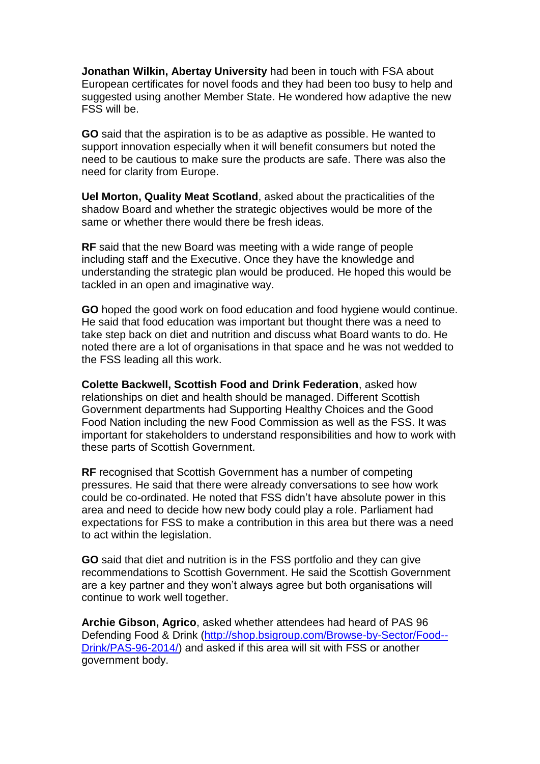**Jonathan Wilkin, Abertay University** had been in touch with FSA about European certificates for novel foods and they had been too busy to help and suggested using another Member State. He wondered how adaptive the new FSS will be.

**GO** said that the aspiration is to be as adaptive as possible. He wanted to support innovation especially when it will benefit consumers but noted the need to be cautious to make sure the products are safe. There was also the need for clarity from Europe.

**Uel Morton, Quality Meat Scotland**, asked about the practicalities of the shadow Board and whether the strategic objectives would be more of the same or whether there would there be fresh ideas.

**RF** said that the new Board was meeting with a wide range of people including staff and the Executive. Once they have the knowledge and understanding the strategic plan would be produced. He hoped this would be tackled in an open and imaginative way.

**GO** hoped the good work on food education and food hygiene would continue. He said that food education was important but thought there was a need to take step back on diet and nutrition and discuss what Board wants to do. He noted there are a lot of organisations in that space and he was not wedded to the FSS leading all this work.

**Colette Backwell, Scottish Food and Drink Federation**, asked how relationships on diet and health should be managed. Different Scottish Government departments had Supporting Healthy Choices and the Good Food Nation including the new Food Commission as well as the FSS. It was important for stakeholders to understand responsibilities and how to work with these parts of Scottish Government.

**RF** recognised that Scottish Government has a number of competing pressures. He said that there were already conversations to see how work could be co-ordinated. He noted that FSS didn't have absolute power in this area and need to decide how new body could play a role. Parliament had expectations for FSS to make a contribution in this area but there was a need to act within the legislation.

**GO** said that diet and nutrition is in the FSS portfolio and they can give recommendations to Scottish Government. He said the Scottish Government are a key partner and they won't always agree but both organisations will continue to work well together.

**Archie Gibson, Agrico**, asked whether attendees had heard of PAS 96 Defending Food & Drink (http://shop.bsigroup.com/Browse-by-Sector/Food--Drink/PAS-96-2014/) and asked if this area will sit with FSS or another government body.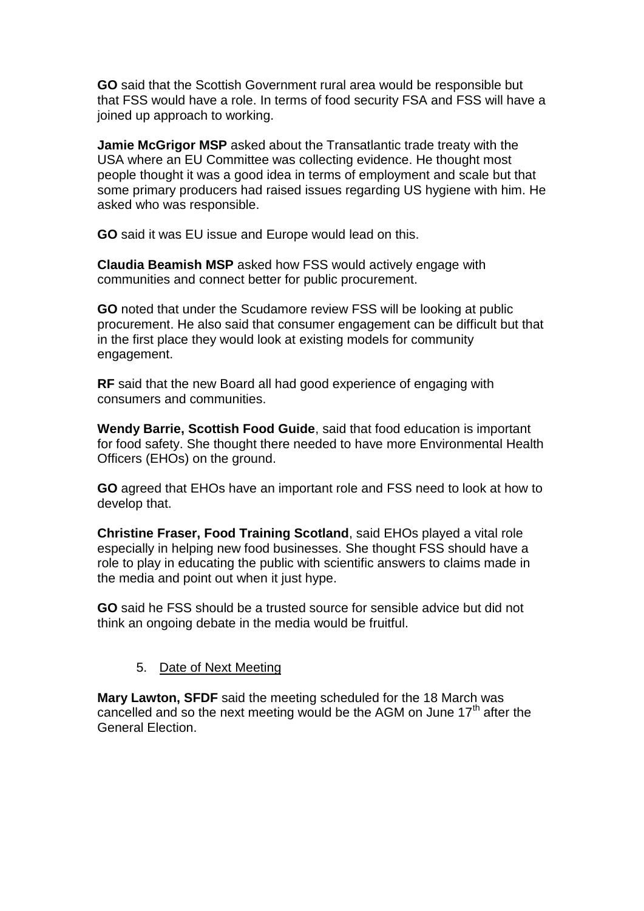**GO** said that the Scottish Government rural area would be responsible but that FSS would have a role. In terms of food security FSA and FSS will have a joined up approach to working.

**Jamie McGrigor MSP** asked about the Transatlantic trade treaty with the USA where an EU Committee was collecting evidence. He thought most people thought it was a good idea in terms of employment and scale but that some primary producers had raised issues regarding US hygiene with him. He asked who was responsible.

**GO** said it was EU issue and Europe would lead on this.

**Claudia Beamish MSP** asked how FSS would actively engage with communities and connect better for public procurement.

**GO** noted that under the Scudamore review FSS will be looking at public procurement. He also said that consumer engagement can be difficult but that in the first place they would look at existing models for community engagement.

**RF** said that the new Board all had good experience of engaging with consumers and communities.

**Wendy Barrie, Scottish Food Guide**, said that food education is important for food safety. She thought there needed to have more Environmental Health Officers (EHOs) on the ground.

**GO** agreed that EHOs have an important role and FSS need to look at how to develop that.

**Christine Fraser, Food Training Scotland**, said EHOs played a vital role especially in helping new food businesses. She thought FSS should have a role to play in educating the public with scientific answers to claims made in the media and point out when it just hype.

**GO** said he FSS should be a trusted source for sensible advice but did not think an ongoing debate in the media would be fruitful.

5. Date of Next Meeting

**Mary Lawton, SFDF** said the meeting scheduled for the 18 March was cancelled and so the next meeting would be the AGM on June 17th after the General Election.